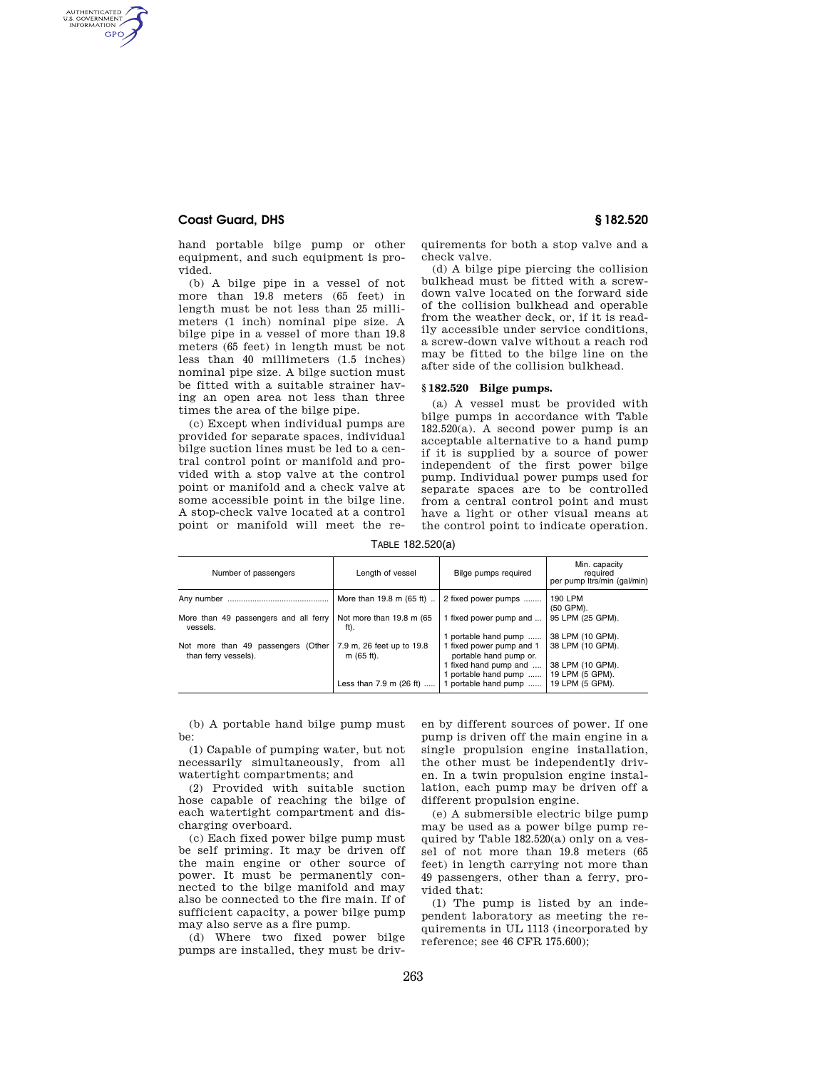hand portable bilge pump or other equipment, and such equipment is provided.

(b) A bilge pipe in a vessel of not more than 19.8 meters (65 feet) in length must be not less than 25 millimeters (1 inch) nominal pipe size. A bilge pipe in a vessel of more than 19.8 meters (65 feet) in length must be not less than 40 millimeters (1.5 inches) nominal pipe size. A bilge suction must be fitted with a suitable strainer having an open area not less than three times the area of the bilge pipe.

(c) Except when individual pumps are provided for separate spaces, individual bilge suction lines must be led to a central control point or manifold and provided with a stop valve at the control point or manifold and a check valve at some accessible point in the bilge line. A stop-check valve located at a control point or manifold will meet the requirements for both a stop valve and a check valve.

(d) A bilge pipe piercing the collision bulkhead must be fitted with a screw-down valve located on the forward side of the collision bulkhead and operable from the weather deck, or, if it is readily accessible under service conditions, a screw-down valve without a reach rod may be fitted to the bilge line on the after side of the collision bulkhead.

## § 182.520 Bilge pumps.

(a) A vessel must be provided with bilge pumps in accordance with Table 182.520(a). A second power pump is an acceptable alternative to a hand pump if it is supplied by a source of power independent of the first power bilge pump. Individual power pumps used for separate spaces are to be controlled from a central control point and must have a light or other visual means at the control point to indicate operation.

TABLE 182.520(a)

| Number of passengers | Length of vessel | Bilge pumps required | Min. capacity required per pump ltrs/min (gal/min) |
|---|---|---|---|
| Any number | More than 19.8 m (65 ft) | 2 fixed power pumps | 190 LPM (50 GPM). |
| More than 49 passengers and all ferry vessels. | Not more than 19.8 m (65 ft). | 1 fixed power pump and | 95 LPM (25 GPM). |
| | | 1 portable hand pump | 38 LPM (10 GPM). |
| Not more than 49 passengers (Other than ferry vessels). | 7.9 m, 26 feet up to 19.8 m (65 ft). | 1 fixed power pump and 1 portable hand pump or. | 38 LPM (10 GPM). |
| | | 1 fixed hand pump and | 38 LPM (10 GPM). |
| | | 1 portable hand pump | 19 LPM (5 GPM). |
| | Less than 7.9 m (26 ft) | 1 portable hand pump | 19 LPM (5 GPM). |

(b) A portable hand bilge pump must be:

(1) Capable of pumping water, but not necessarily simultaneously, from all watertight compartments; and

(2) Provided with suitable suction hose capable of reaching the bilge of each watertight compartment and discharging overboard.

(c) Each fixed power bilge pump must be self priming. It may be driven off the main engine or other source of power. It must be permanently connected to the bilge manifold and may also be connected to the fire main. If of sufficient capacity, a power bilge pump may also serve as a fire pump.

(d) Where two fixed power bilge pumps are installed, they must be driven by different sources of power. If one pump is driven off the main engine in a single propulsion engine installation, the other must be independently driven. In a twin propulsion engine installation, each pump may be driven off a different propulsion engine.

(e) A submersible electric bilge pump may be used as a power bilge pump required by Table 182.520(a) only on a vessel of not more than 19.8 meters (65 feet) in length carrying not more than 49 passengers, other than a ferry, provided that:

(1) The pump is listed by an independent laboratory as meeting the requirements in UL 1113 (incorporated by reference; see 46 CFR 175.600);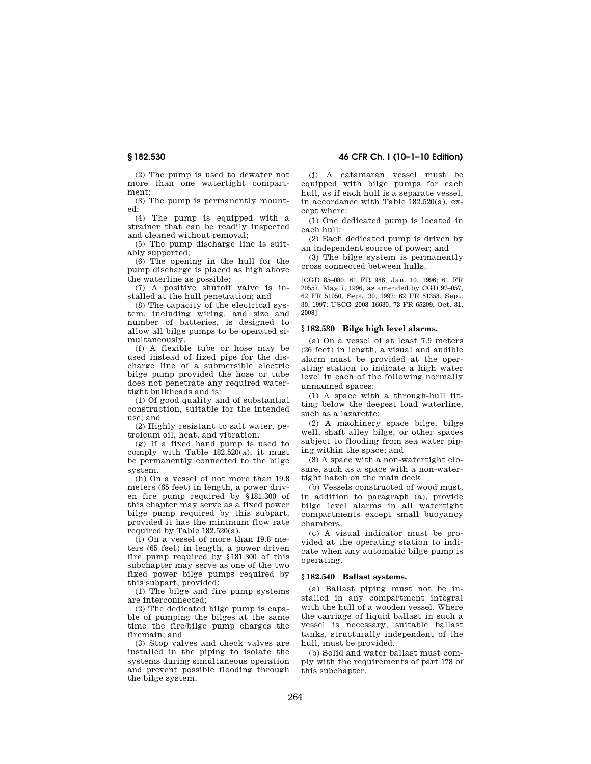(2) The pump is used to dewater not more than one watertight compartment;

(3) The pump is permanently mounted;

(4) The pump is equipped with a strainer that can be readily inspected and cleaned without removal;

(5) The pump discharge line is suitably supported;

(6) The opening in the hull for the pump discharge is placed as high above the waterline as possible;

(7) A positive shutoff valve is installed at the hull penetration; and

(8) The capacity of the electrical system, including wiring, and size and number of batteries, is designed to allow all bilge pumps to be operated simultaneously.

(f) A flexible tube or hose may be used instead of fixed pipe for the discharge line of a submersible electric bilge pump provided the hose or tube does not penetrate any required watertight bulkheads and is:

(1) Of good quality and of substantial construction, suitable for the intended use; and

(2) Highly resistant to salt water, petroleum oil, heat, and vibration.

(g) If a fixed hand pump is used to comply with Table 182.520(a), it must be permanently connected to the bilge system.

(h) On a vessel of not more than 19.8 meters (65 feet) in length, a power driven fire pump required by §181.300 of this chapter may serve as a fixed power bilge pump required by this subpart, provided it has the minimum flow rate required by Table 182.520(a).

(i) On a vessel of more than 19.8 meters (65 feet) in length, a power driven fire pump required by §181.300 of this subchapter may serve as one of the two fixed power bilge pumps required by this subpart, provided:

(1) The bilge and fire pump systems are interconnected;

(2) The dedicated bilge pump is capable of pumping the bilges at the same time the fire/bilge pump charges the firemain; and

(3) Stop valves and check valves are installed in the piping to isolate the systems during simultaneous operation and prevent possible flooding through the bilge system.

(j) A catamaran vessel must be equipped with bilge pumps for each hull, as if each hull is a separate vessel, in accordance with Table 182.520(a), except where:

(1) One dedicated pump is located in each hull;

(2) Each dedicated pump is driven by an independent source of power; and

(3) The bilge system is permanently cross connected between hulls.

[CGD 85–080, 61 FR 986, Jan. 10, 1996; 61 FR 20557, May 7, 1996, as amended by CGD 97–057, 62 FR 51050, Sept. 30, 1997; 62 FR 51358, Sept. 30, 1997; USCG–2003–16630, 73 FR 65209, Oct. 31, 2008]

## § 182.530 Bilge high level alarms.

(a) On a vessel of at least 7.9 meters (26 feet) in length, a visual and audible alarm must be provided at the operating station to indicate a high water level in each of the following normally unmanned spaces:

(1) A space with a through-hull fitting below the deepest load waterline, such as a lazarette;

(2) A machinery space bilge, bilge well, shaft alley bilge, or other spaces subject to flooding from sea water piping within the space; and

(3) A space with a non-watertight closure, such as a space with a non-watertight hatch on the main deck.

(b) Vessels constructed of wood must, in addition to paragraph (a), provide bilge level alarms in all watertight compartments except small buoyancy chambers.

(c) A visual indicator must be provided at the operating station to indicate when any automatic bilge pump is operating.

## § 182.540 Ballast systems.

(a) Ballast piping must not be installed in any compartment integral with the hull of a wooden vessel. Where the carriage of liquid ballast in such a vessel is necessary, suitable ballast tanks, structurally independent of the hull, must be provided.

(b) Solid and water ballast must comply with the requirements of part 178 of this subchapter.